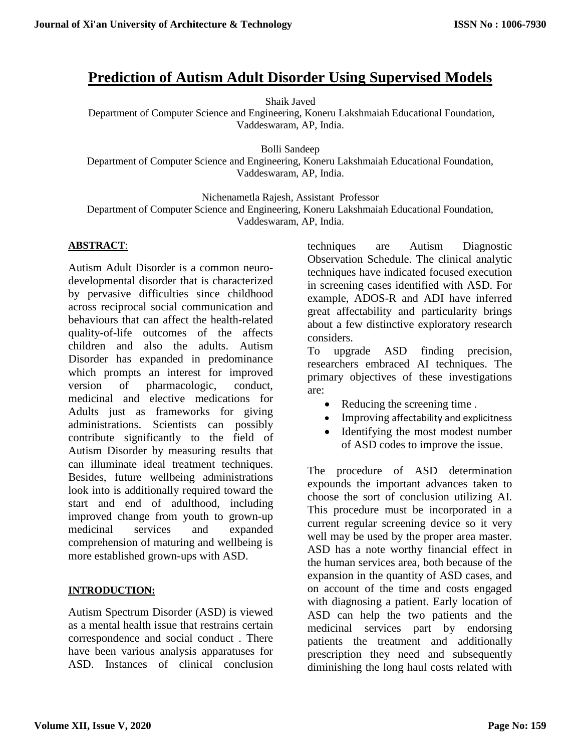# Prediction of Autism Adult Disorder Using Supervised Models

Shaik Javed
Department of Computer Science and Engineering, Koneru Lakshmaiah Educational Foundation, Vaddeswaram, AP, India.

Bolli Sandeep
Department of Computer Science and Engineering, Koneru Lakshmaiah Educational Foundation, Vaddeswaram, AP, India.

Nichenametla Rajesh, Assistant Professor
Department of Computer Science and Engineering, Koneru Lakshmaiah Educational Foundation, Vaddeswaram, AP, India.

**ABSTRACT**:

Autism Adult Disorder is a common neuro-developmental disorder that is characterized by pervasive difficulties since childhood across reciprocal social communication and behaviours that can affect the health-related quality-of-life outcomes of the affects children and also the adults. Autism Disorder has expanded in predominance which prompts an interest for improved version of pharmacologic, conduct, medicinal and elective medications for Adults just as frameworks for giving administrations. Scientists can possibly contribute significantly to the field of Autism Disorder by measuring results that can illuminate ideal treatment techniques. Besides, future wellbeing administrations look into is additionally required toward the start and end of adulthood, including improved change from youth to grown-up medicinal services and expanded comprehension of maturing and wellbeing is more established grown-ups with ASD.

**INTRODUCTION:**

Autism Spectrum Disorder (ASD) is viewed as a mental health issue that restrains certain correspondence and social conduct . There have been various analysis apparatuses for ASD. Instances of clinical conclusion techniques are Autism Diagnostic Observation Schedule. The clinical analytic techniques have indicated focused execution in screening cases identified with ASD. For example, ADOS-R and ADI have inferred great affectability and particularity brings about a few distinctive exploratory research considers.

To upgrade ASD finding precision, researchers embraced AI techniques. The primary objectives of these investigations are:

- Reducing the screening time .
- Improving affectability and explicitness
- Identifying the most modest number of ASD codes to improve the issue.

The procedure of ASD determination expounds the important advances taken to choose the sort of conclusion utilizing AI. This procedure must be incorporated in a current regular screening device so it very well may be used by the proper area master. ASD has a note worthy financial effect in the human services area, both because of the expansion in the quantity of ASD cases, and on account of the time and costs engaged with diagnosing a patient. Early location of ASD can help the two patients and the medicinal services part by endorsing patients the treatment and additionally prescription they need and subsequently diminishing the long haul costs related with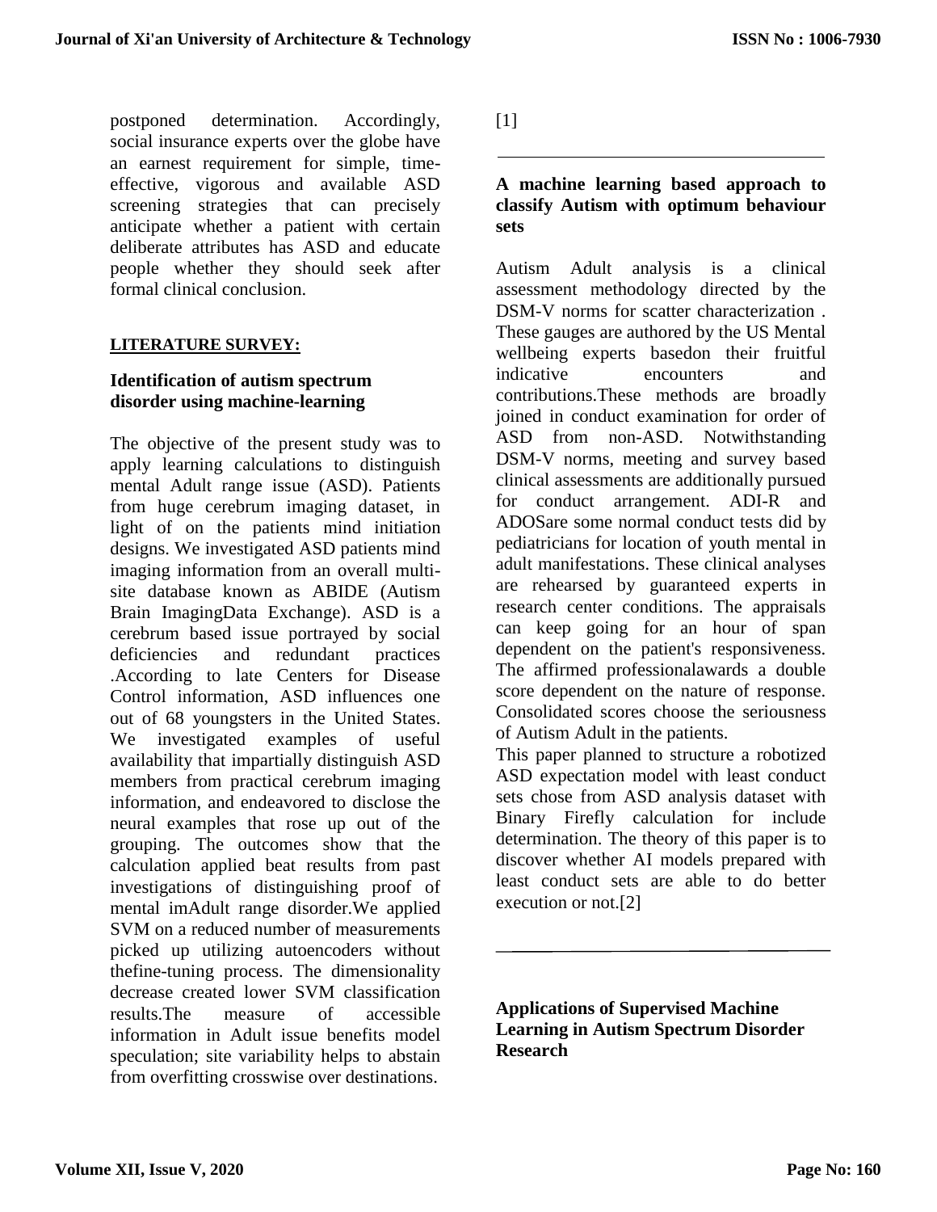postponed determination. Accordingly, social insurance experts over the globe have an earnest requirement for simple, time-effective, vigorous and available ASD screening strategies that can precisely anticipate whether a patient with certain deliberate attributes has ASD and educate people whether they should seek after formal clinical conclusion.

## LITERATURE SURVEY:

### Identification of autism spectrum disorder using machine-learning

The objective of the present study was to apply learning calculations to distinguish mental Adult range issue (ASD). Patients from huge cerebrum imaging dataset, in light of on the patients mind initiation designs. We investigated ASD patients mind imaging information from an overall multi-site database known as ABIDE (Autism Brain ImagingData Exchange). ASD is a cerebrum based issue portrayed by social deficiencies and redundant practices .According to late Centers for Disease Control information, ASD influences one out of 68 youngsters in the United States. We investigated examples of useful availability that impartially distinguish ASD members from practical cerebrum imaging information, and endeavored to disclose the neural examples that rose up out of the grouping. The outcomes show that the calculation applied beat results from past investigations of distinguishing proof of mental imAdult range disorder.We applied SVM on a reduced number of measurements picked up utilizing autoencoders without thefine-tuning process. The dimensionality decrease created lower SVM classification results.The measure of accessible information in Adult issue benefits model speculation; site variability helps to abstain from overfitting crosswise over destinations. [1]

---

### A machine learning based approach to classify Autism with optimum behaviour sets

Autism Adult analysis is a clinical assessment methodology directed by the DSM-V norms for scatter characterization . These gauges are authored by the US Mental wellbeing experts basedon their fruitful indicative encounters and contributions.These methods are broadly joined in conduct examination for order of ASD from non-ASD. Notwithstanding DSM-V norms, meeting and survey based clinical assessments are additionally pursued for conduct arrangement. ADI-R and ADOSare some normal conduct tests did by pediatricians for location of youth mental in adult manifestations. These clinical analyses are rehearsed by guaranteed experts in research center conditions. The appraisals can keep going for an hour of span dependent on the patient's responsiveness. The affirmed professionalawards a double score dependent on the nature of response. Consolidated scores choose the seriousness of Autism Adult in the patients.

This paper planned to structure a robotized ASD expectation model with least conduct sets chose from ASD analysis dataset with Binary Firefly calculation for include determination. The theory of this paper is to discover whether AI models prepared with least conduct sets are able to do better execution or not.[2]

---

### Applications of Supervised Machine Learning in Autism Spectrum Disorder Research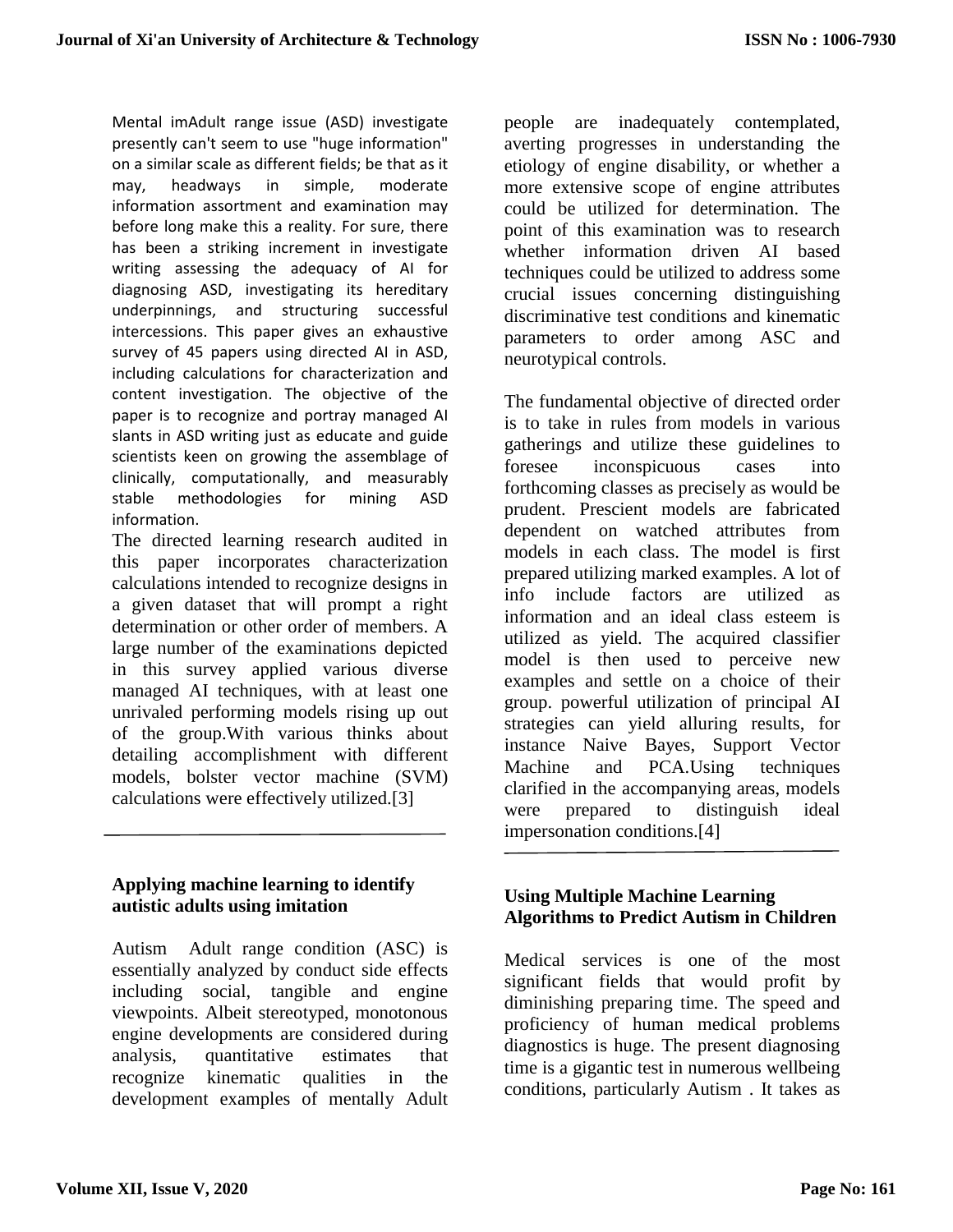Mental imAdult range issue (ASD) investigate presently can't seem to use "huge information" on a similar scale as different fields; be that as it may, headways in simple, moderate information assortment and examination may before long make this a reality. For sure, there has been a striking increment in investigate writing assessing the adequacy of AI for diagnosing ASD, investigating its hereditary underpinnings, and structuring successful intercessions. This paper gives an exhaustive survey of 45 papers using directed AI in ASD, including calculations for characterization and content investigation. The objective of the paper is to recognize and portray managed AI slants in ASD writing just as educate and guide scientists keen on growing the assemblage of clinically, computationally, and measurably stable methodologies for mining ASD information.

The directed learning research audited in this paper incorporates characterization calculations intended to recognize designs in a given dataset that will prompt a right determination or other order of members. A large number of the examinations depicted in this survey applied various diverse managed AI techniques, with at least one unrivaled performing models rising up out of the group.With various thinks about detailing accomplishment with different models, bolster vector machine (SVM) calculations were effectively utilized.[3]

## Applying machine learning to identify autistic adults using imitation

Autism Adult range condition (ASC) is essentially analyzed by conduct side effects including social, tangible and engine viewpoints. Albeit stereotyped, monotonous engine developments are considered during analysis, quantitative estimates that recognize kinematic qualities in the development examples of mentally Adult people are inadequately contemplated, averting progresses in understanding the etiology of engine disability, or whether a more extensive scope of engine attributes could be utilized for determination. The point of this examination was to research whether information driven AI based techniques could be utilized to address some crucial issues concerning distinguishing discriminative test conditions and kinematic parameters to order among ASC and neurotypical controls.

The fundamental objective of directed order is to take in rules from models in various gatherings and utilize these guidelines to foresee inconspicuous cases into forthcoming classes as precisely as would be prudent. Prescient models are fabricated dependent on watched attributes from models in each class. The model is first prepared utilizing marked examples. A lot of info include factors are utilized as information and an ideal class esteem is utilized as yield. The acquired classifier model is then used to perceive new examples and settle on a choice of their group. powerful utilization of principal AI strategies can yield alluring results, for instance Naive Bayes, Support Vector Machine and PCA.Using techniques clarified in the accompanying areas, models were prepared to distinguish ideal impersonation conditions.[4]

## Using Multiple Machine Learning Algorithms to Predict Autism in Children

Medical services is one of the most significant fields that would profit by diminishing preparing time. The speed and proficiency of human medical problems diagnostics is huge. The present diagnosing time is a gigantic test in numerous wellbeing conditions, particularly Autism . It takes as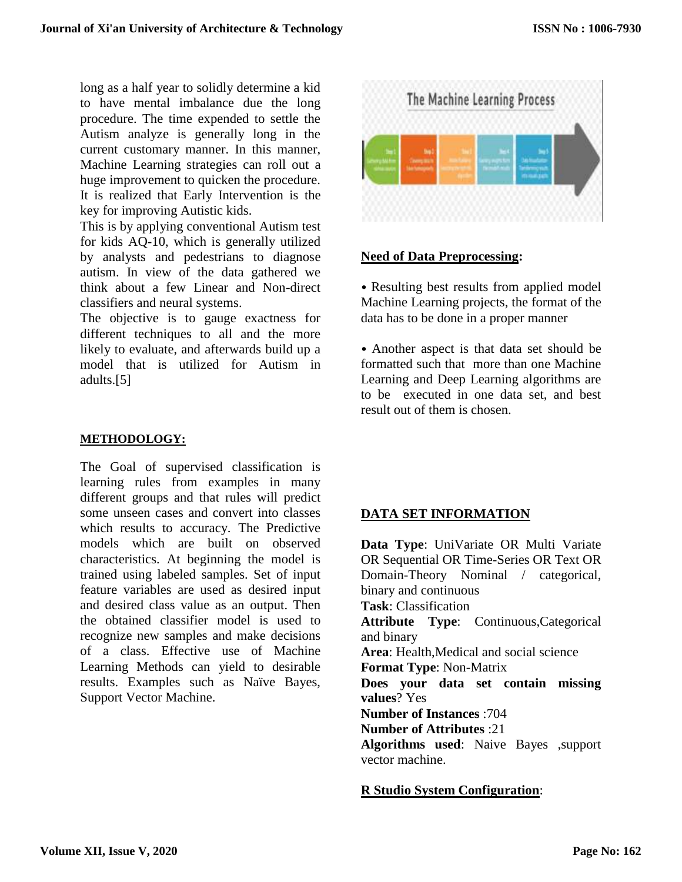long as a half year to solidly determine a kid to have mental imbalance due the long procedure. The time expended to settle the Autism analyze is generally long in the current customary manner. In this manner, Machine Learning strategies can roll out a huge improvement to quicken the procedure. It is realized that Early Intervention is the key for improving Autistic kids.

This is by applying conventional Autism test for kids AQ-10, which is generally utilized by analysts and pedestrians to diagnose autism. In view of the data gathered we think about a few Linear and Non-direct classifiers and neural systems.

The objective is to gauge exactness for different techniques to all and the more likely to evaluate, and afterwards build up a model that is utilized for Autism in adults.[5]

## METHODOLOGY:

The Goal of supervised classification is learning rules from examples in many different groups and that rules will predict some unseen cases and convert into classes which results to accuracy. The Predictive models which are built on observed characteristics. At beginning the model is trained using labeled samples. Set of input feature variables are used as desired input and desired class value as an output. Then the obtained classifier model is used to recognize new samples and make decisions of a class. Effective use of Machine Learning Methods can yield to desirable results. Examples such as Naïve Bayes, Support Vector Machine.

## Need of Data Preprocessing:

- Resulting best results from applied model Machine Learning projects, the format of the data has to be done in a proper manner
- Another aspect is that data set should be formatted such that more than one Machine Learning and Deep Learning algorithms are to be executed in one data set, and best result out of them is chosen.

## DATA SET INFORMATION

**Data Type**: UniVariate OR Multi Variate OR Sequential OR Time-Series OR Text OR Domain-Theory Nominal / categorical, binary and continuous

**Task**: Classification

**Attribute Type**: Continuous,Categorical and binary

**Area**: Health,Medical and social science

**Format Type**: Non-Matrix

**Does your data set contain missing values**? Yes

**Number of Instances** :704

**Number of Attributes** :21

**Algorithms used**: Naive Bayes ,support vector machine.

## R Studio System Configuration: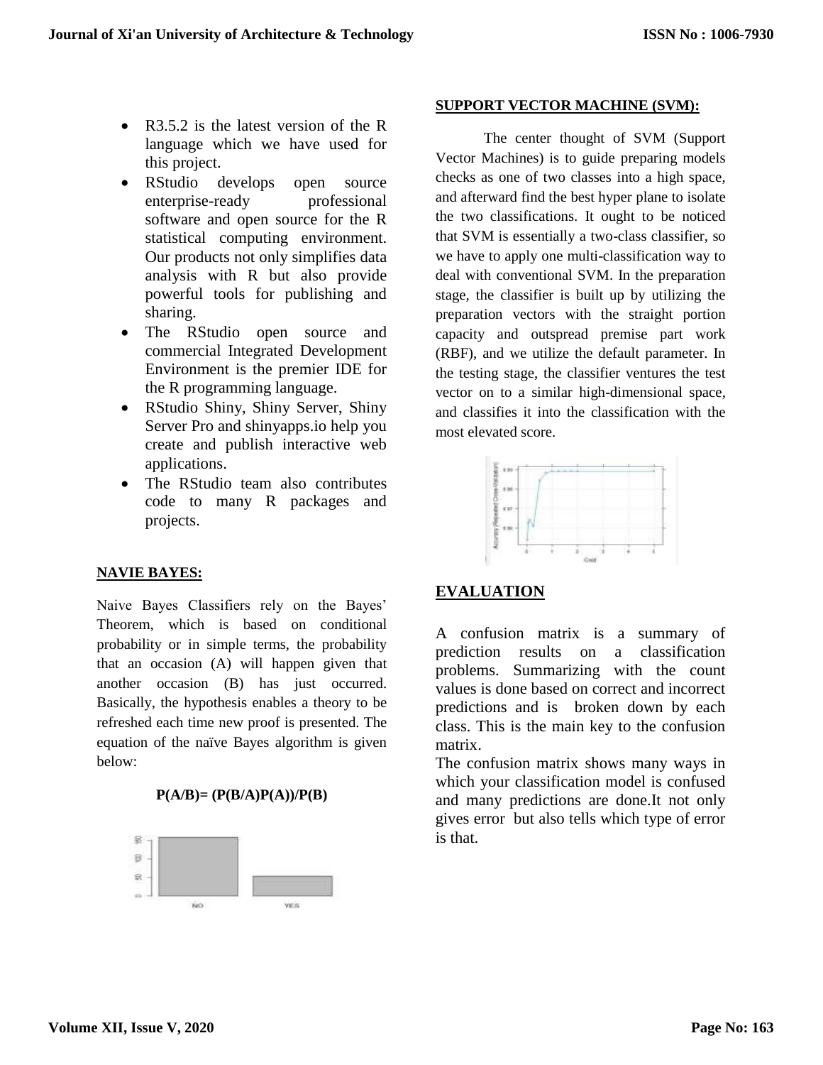- R3.5.2 is the latest version of the R language which we have used for this project.
- RStudio develops open source enterprise-ready professional software and open source for the R statistical computing environment. Our products not only simplifies data analysis with R but also provide powerful tools for publishing and sharing.
- The RStudio open source and commercial Integrated Development Environment is the premier IDE for the R programming language.
- RStudio Shiny, Shiny Server, Shiny Server Pro and shinyapps.io help you create and publish interactive web applications.
- The RStudio team also contributes code to many R packages and projects.

**NAVIE BAYES:**

Naive Bayes Classifiers rely on the Bayes' Theorem, which is based on conditional probability or in simple terms, the probability that an occasion (A) will happen given that another occasion (B) has just occurred. Basically, the hypothesis enables a theory to be refreshed each time new proof is presented. The equation of the naïve Bayes algorithm is given below:

$$P(A/B)= (P(B/A)P(A))/P(B)$$

**SUPPORT VECTOR MACHINE (SVM):**

The center thought of SVM (Support Vector Machines) is to guide preparing models checks as one of two classes into a high space, and afterward find the best hyper plane to isolate the two classifications. It ought to be noticed that SVM is essentially a two-class classifier, so we have to apply one multi-classification way to deal with conventional SVM. In the preparation stage, the classifier is built up by utilizing the preparation vectors with the straight portion capacity and outspread premise part work (RBF), and we utilize the default parameter. In the testing stage, the classifier ventures the test vector on to a similar high-dimensional space, and classifies it into the classification with the most elevated score.

## EVALUATION

A confusion matrix is a summary of prediction results on a classification problems. Summarizing with the count values is done based on correct and incorrect predictions and is broken down by each class. This is the main key to the confusion matrix.

The confusion matrix shows many ways in which your classification model is confused and many predictions are done.It not only gives error but also tells which type of error is that.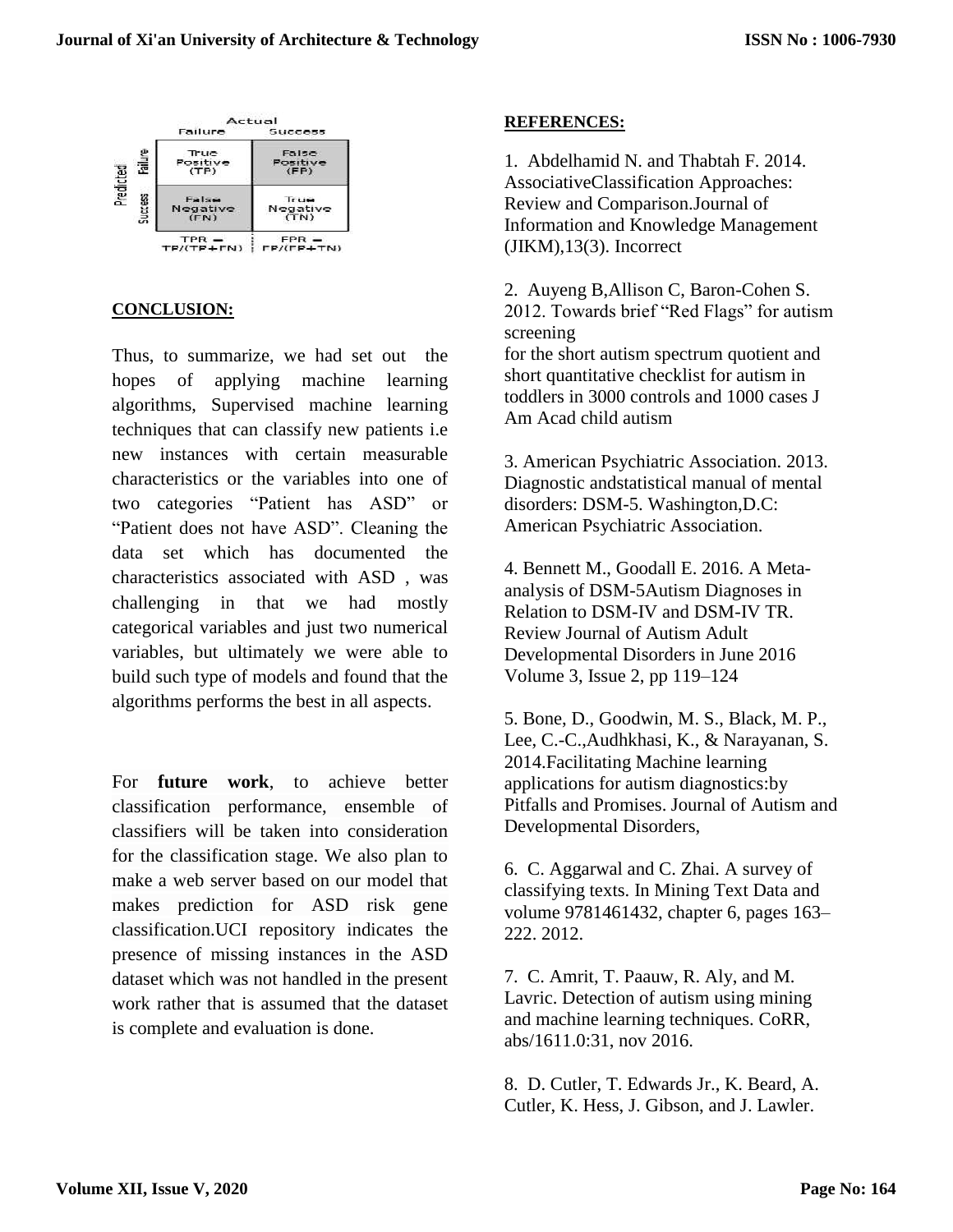|  |  | Actual | |
| --- | --- | --- | --- |
|  |  | Failure | Success |
| Predicted | Failure | True Positive (TP) | False Positive (FP) |
|  | Success | False Negative (FN) | True Negative (TN) |
|  |  | TPR = TP/(TP+FN) | FPR = FP/(FP+TN) |

**CONCLUSION:**

Thus, to summarize, we had set out the hopes of applying machine learning algorithms, Supervised machine learning techniques that can classify new patients i.e new instances with certain measurable characteristics or the variables into one of two categories "Patient has ASD" or "Patient does not have ASD". Cleaning the data set which has documented the characteristics associated with ASD , was challenging in that we had mostly categorical variables and just two numerical variables, but ultimately we were able to build such type of models and found that the algorithms performs the best in all aspects.

For **future work**, to achieve better classification performance, ensemble of classifiers will be taken into consideration for the classification stage. We also plan to make a web server based on our model that makes prediction for ASD risk gene classification.UCI repository indicates the presence of missing instances in the ASD dataset which was not handled in the present work rather that is assumed that the dataset is complete and evaluation is done.

**REFERENCES:**

1. Abdelhamid N. and Thabtah F. 2014. AssociativeClassification Approaches: Review and Comparison.Journal of Information and Knowledge Management (JIKM),13(3). Incorrect

2. Auyeng B,Allison C, Baron-Cohen S. 2012. Towards brief "Red Flags" for autism screening
for the short autism spectrum quotient and short quantitative checklist for autism in toddlers in 3000 controls and 1000 cases J Am Acad child autism

3. American Psychiatric Association. 2013. Diagnostic andstatistical manual of mental disorders: DSM-5. Washington,D.C: American Psychiatric Association.

4. Bennett M., Goodall E. 2016. A Meta-analysis of DSM-5Autism Diagnoses in Relation to DSM-IV and DSM-IV TR. Review Journal of Autism Adult Developmental Disorders in June 2016 Volume 3, Issue 2, pp 119–124

5. Bone, D., Goodwin, M. S., Black, M. P., Lee, C.-C.,Audhkhasi, K., & Narayanan, S. 2014.Facilitating Machine learning applications for autism diagnostics:by Pitfalls and Promises. Journal of Autism and Developmental Disorders,

6. C. Aggarwal and C. Zhai. A survey of classifying texts. In Mining Text Data and volume 9781461432, chapter 6, pages 163–222. 2012.

7. C. Amrit, T. Paauw, R. Aly, and M. Lavric. Detection of autism using mining and machine learning techniques. CoRR, abs/1611.0:31, nov 2016.

8. D. Cutler, T. Edwards Jr., K. Beard, A. Cutler, K. Hess, J. Gibson, and J. Lawler.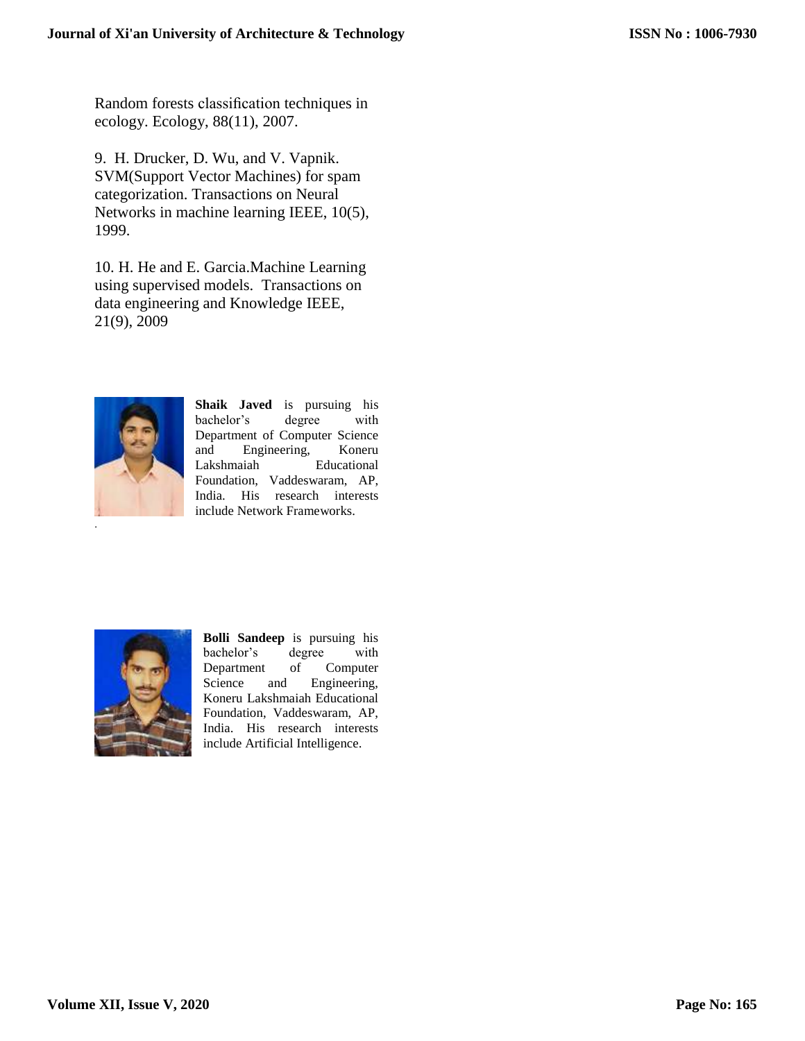Random forests classification techniques in ecology. Ecology, 88(11), 2007.

9. H. Drucker, D. Wu, and V. Vapnik. SVM(Support Vector Machines) for spam categorization. Transactions on Neural Networks in machine learning IEEE, 10(5), 1999.

10. H. He and E. Garcia.Machine Learning using supervised models. Transactions on data engineering and Knowledge IEEE, 21(9), 2009

**Shaik Javed** is pursuing his bachelor's degree with Department of Computer Science and Engineering, Koneru Lakshmaiah Educational Foundation, Vaddeswaram, AP, India. His research interests include Network Frameworks.

**Bolli Sandeep** is pursuing his bachelor's degree with Department of Computer Science and Engineering, Koneru Lakshmaiah Educational Foundation, Vaddeswaram, AP, India. His research interests include Artificial Intelligence.